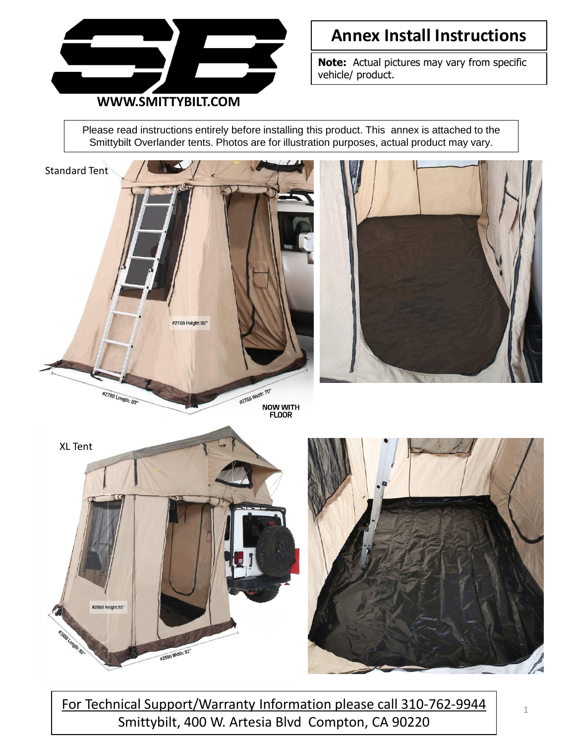WWW.SMITTYBILT.COM

# Annex Install Instructions

**Note:** Actual pictures may vary from specific vehicle/ product.

Please read instructions entirely before installing this product. This annex is attached to the Smittybilt Overlander tents. Photos are for illustration purposes, actual product may vary.

Standard Tent

#2788 Height:85"

#2788 Length: 80"

#2788 Width: 70"

NOW WITH FLOOR

XL Tent

#2888 Height:85"

#2888 Length: 93"

#2888 Width: 82"

For Technical Support/Warranty Information please call 310-762-9944
Smittybilt, 400 W. Artesia Blvd Compton, CA 90220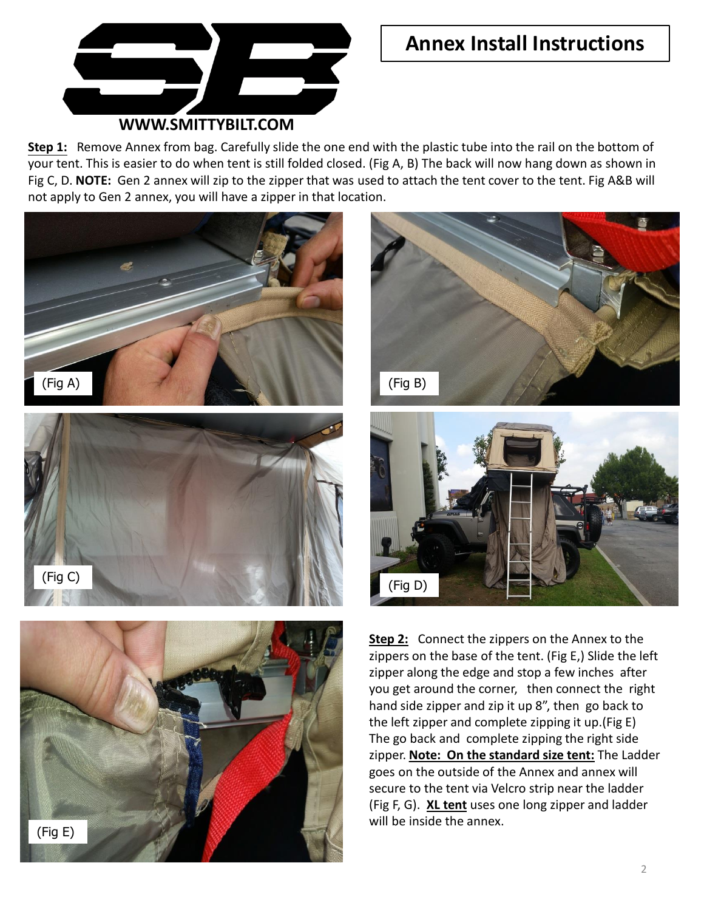WWW.SMITTYBILT.COM

# Annex Install Instructions

**Step 1:** Remove Annex from bag. Carefully slide the one end with the plastic tube into the rail on the bottom of your tent. This is easier to do when tent is still folded closed. (Fig A, B) The back will now hang down as shown in Fig C, D. **NOTE:** Gen 2 annex will zip to the zipper that was used to attach the tent cover to the tent. Fig A&B will not apply to Gen 2 annex, you will have a zipper in that location.

(Fig A)

(Fig B)

(Fig C)

(Fig D)

(Fig E)

**Step 2:** Connect the zippers on the Annex to the zippers on the base of the tent. (Fig E,) Slide the left zipper along the edge and stop a few inches after you get around the corner, then connect the right hand side zipper and zip it up 8", then go back to the left zipper and complete zipping it up.(Fig E) The go back and complete zipping the right side zipper. **Note: On the standard size tent:** The Ladder goes on the outside of the Annex and annex will secure to the tent via Velcro strip near the ladder (Fig F, G). **XL tent** uses one long zipper and ladder will be inside the annex.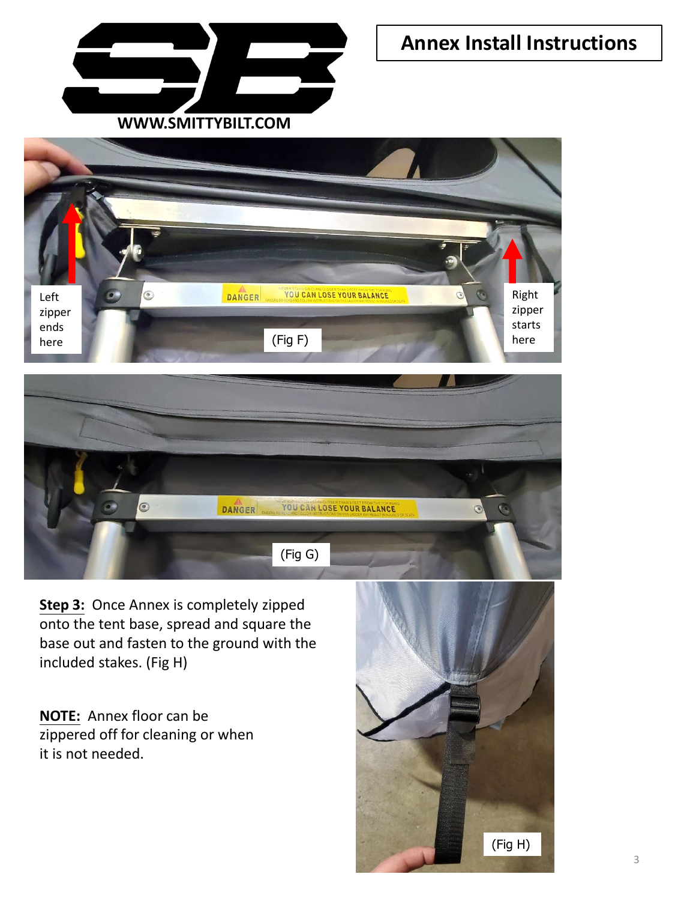# Annex Install Instructions

Left zipper ends here

Right zipper starts here

(Fig F)

(Fig G)

**Step 3:** Once Annex is completely zipped onto the tent base, spread and square the base out and fasten to the ground with the included stakes. (Fig H)

**NOTE:** Annex floor can be zippered off for cleaning or when it is not needed.

(Fig H)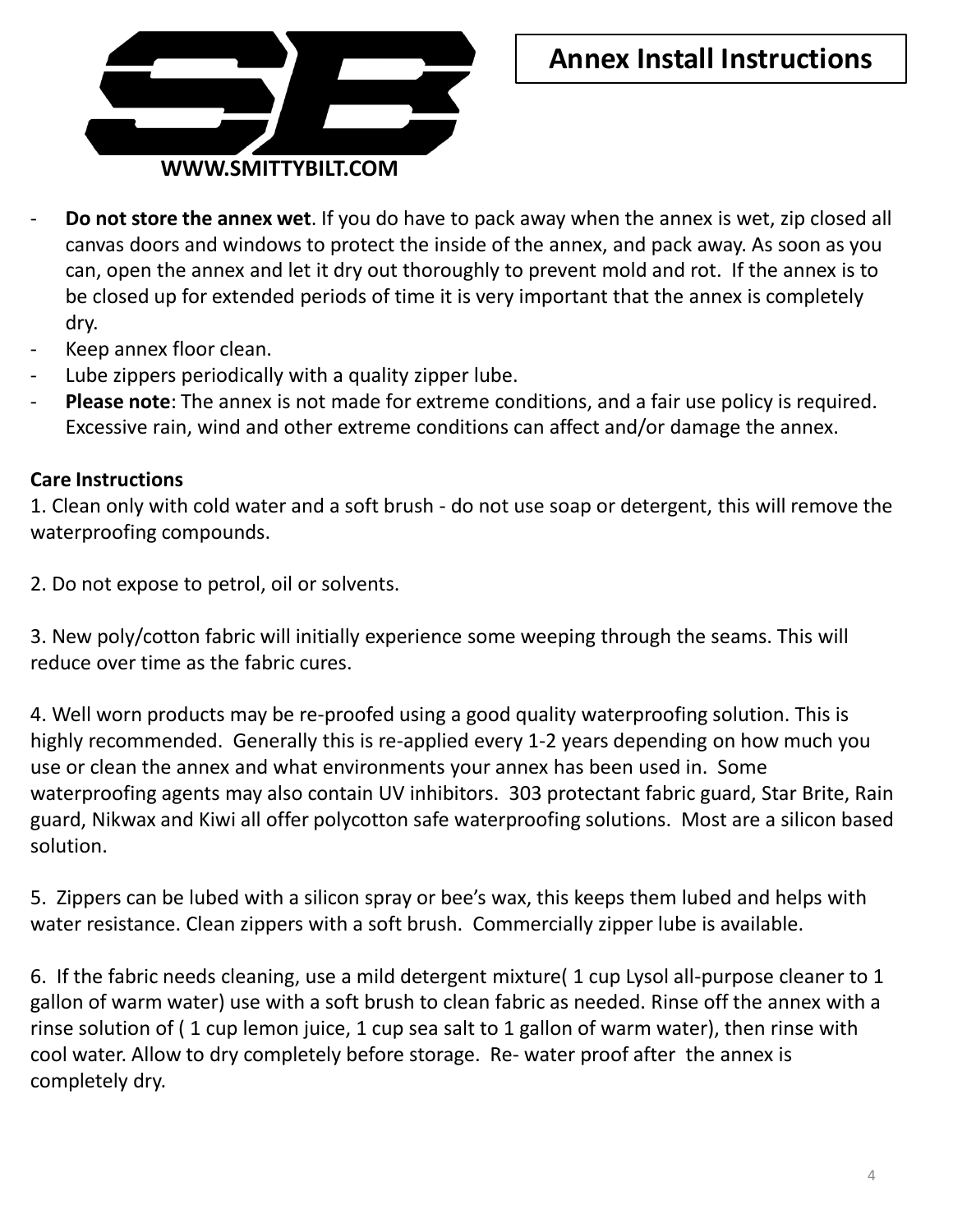**WWW.SMITTYBILT.COM**

# Annex Install Instructions

- **Do not store the annex wet**. If you do have to pack away when the annex is wet, zip closed all canvas doors and windows to protect the inside of the annex, and pack away. As soon as you can, open the annex and let it dry out thoroughly to prevent mold and rot. If the annex is to be closed up for extended periods of time it is very important that the annex is completely dry.
- Keep annex floor clean.
- Lube zippers periodically with a quality zipper lube.
- **Please note**: The annex is not made for extreme conditions, and a fair use policy is required. Excessive rain, wind and other extreme conditions can affect and/or damage the annex.

**Care Instructions**

1. Clean only with cold water and a soft brush - do not use soap or detergent, this will remove the waterproofing compounds.

2. Do not expose to petrol, oil or solvents.

3. New poly/cotton fabric will initially experience some weeping through the seams. This will reduce over time as the fabric cures.

4. Well worn products may be re-proofed using a good quality waterproofing solution. This is highly recommended. Generally this is re-applied every 1-2 years depending on how much you use or clean the annex and what environments your annex has been used in. Some waterproofing agents may also contain UV inhibitors. 303 protectant fabric guard, Star Brite, Rain guard, Nikwax and Kiwi all offer polycotton safe waterproofing solutions. Most are a silicon based solution.

5. Zippers can be lubed with a silicon spray or bee's wax, this keeps them lubed and helps with water resistance. Clean zippers with a soft brush. Commercially zipper lube is available.

6. If the fabric needs cleaning, use a mild detergent mixture( 1 cup Lysol all-purpose cleaner to 1 gallon of warm water) use with a soft brush to clean fabric as needed. Rinse off the annex with a rinse solution of ( 1 cup lemon juice, 1 cup sea salt to 1 gallon of warm water), then rinse with cool water. Allow to dry completely before storage. Re- water proof after the annex is completely dry.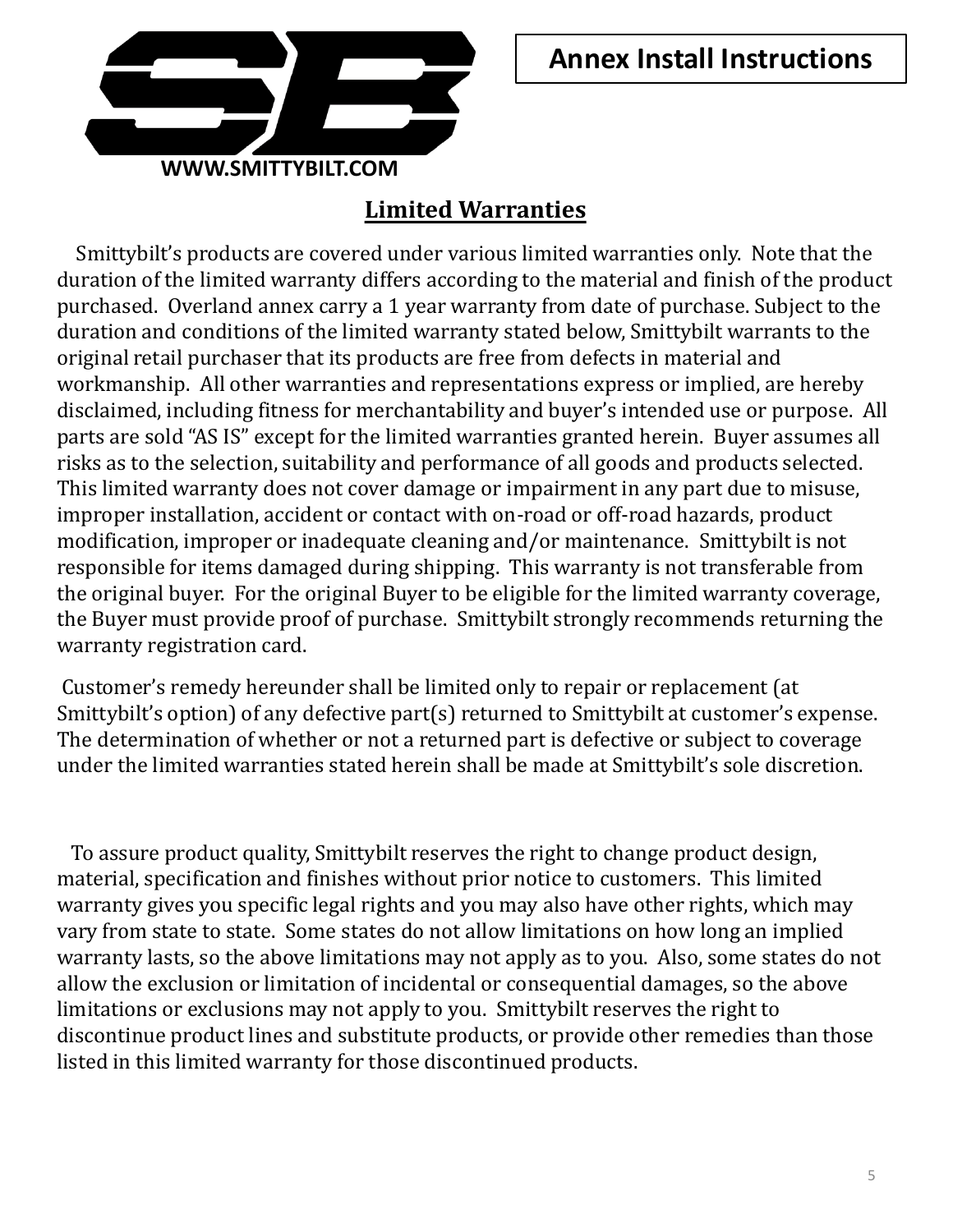**WWW.SMITTYBILT.COM**

# Annex Install Instructions

## Limited Warranties

Smittybilt's products are covered under various limited warranties only. Note that the duration of the limited warranty differs according to the material and finish of the product purchased. Overland annex carry a 1 year warranty from date of purchase. Subject to the duration and conditions of the limited warranty stated below, Smittybilt warrants to the original retail purchaser that its products are free from defects in material and workmanship. All other warranties and representations express or implied, are hereby disclaimed, including fitness for merchantability and buyer's intended use or purpose. All parts are sold "AS IS" except for the limited warranties granted herein. Buyer assumes all risks as to the selection, suitability and performance of all goods and products selected. This limited warranty does not cover damage or impairment in any part due to misuse, improper installation, accident or contact with on-road or off-road hazards, product modification, improper or inadequate cleaning and/or maintenance. Smittybilt is not responsible for items damaged during shipping. This warranty is not transferable from the original buyer. For the original Buyer to be eligible for the limited warranty coverage, the Buyer must provide proof of purchase. Smittybilt strongly recommends returning the warranty registration card.

Customer's remedy hereunder shall be limited only to repair or replacement (at Smittybilt's option) of any defective part(s) returned to Smittybilt at customer's expense. The determination of whether or not a returned part is defective or subject to coverage under the limited warranties stated herein shall be made at Smittybilt's sole discretion.

To assure product quality, Smittybilt reserves the right to change product design, material, specification and finishes without prior notice to customers. This limited warranty gives you specific legal rights and you may also have other rights, which may vary from state to state. Some states do not allow limitations on how long an implied warranty lasts, so the above limitations may not apply as to you. Also, some states do not allow the exclusion or limitation of incidental or consequential damages, so the above limitations or exclusions may not apply to you. Smittybilt reserves the right to discontinue product lines and substitute products, or provide other remedies than those listed in this limited warranty for those discontinued products.